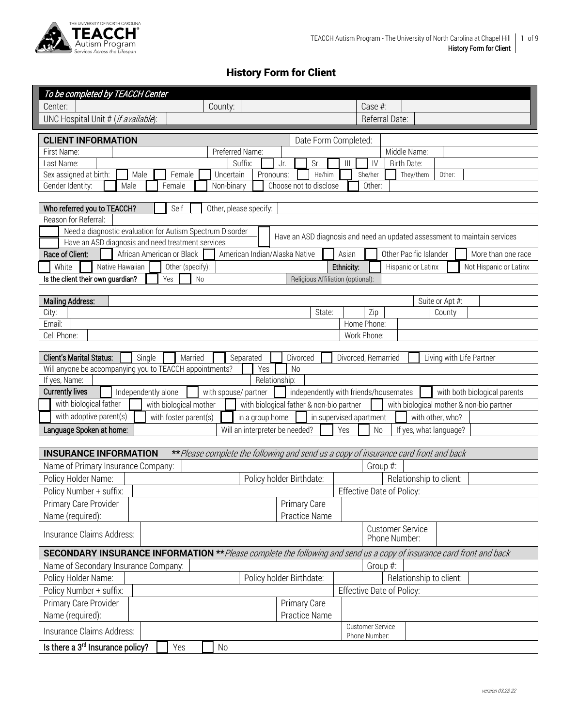# History Form for Client

| *To be completed by TEACCH Center* | | | | | |
|---|---|---|---|---|---|
| Center: | | County: | | Case #: | |
| UNC Hospital Unit # (*if available*): | | | | Referral Date: | |

| **CLIENT INFORMATION** | | | | Date Form Completed: | |
|---|---|---|---|---|---|
| First Name: | | Preferred Name: | | Middle Name: | |
| Last Name: | | Suffix: ☐ Jr. ☐ Sr. ☐ III ☐ IV | | Birth Date: | |
| Sex assigned at birth: | ☐ Male ☐ Female ☐ Uncertain | Pronouns: | ☐ He/him ☐ She/her ☐ They/them | Other: | |
| Gender Identity: | ☐ Male ☐ Female ☐ Non-binary ☐ Choose not to disclose ☐ | Other: | | | |

| Who referred you to TEACCH? | ☐ Self ☐ Other, please specify: | |
|---|---|---|
| Reason for Referral: | | |
| ☐ Need a diagnostic evaluation for Autism Spectrum Disorder | ☐ Have an ASD diagnosis and need an updated assessment to maintain services | |
| ☐ Have an ASD diagnosis and need treatment services | | |
| Race of Client: | ☐ African American or Black ☐ American Indian/Alaska Native ☐ Asian ☐ Other Pacific Islander ☐ More than one race | |
| ☐ White ☐ Native Hawaiian ☐ Other (specify): | Ethnicity: ☐ Hispanic or Latinx ☐ Not Hispanic or Latinx | |
| Is the client their own guardian? ☐ Yes ☐ No | Religious Affiliation (optional): | |

| Mailing Address: | | | | Suite or Apt #: | |
|---|---|---|---|---|---|
| City: | | State: | | Zip | County |
| Email: | | | | Home Phone: | |
| Cell Phone: | | | | Work Phone: | |

| Client's Marital Status: | ☐ Single ☐ Married ☐ Separated ☐ Divorced ☐ Divorced, Remarried ☐ Living with Life Partner | |
|---|---|---|
| Will anyone be accompanying you to TEACCH appointments? ☐ Yes ☐ No | | |
| If yes, Name: | Relationship: | |
| Currently lives | ☐ Independently alone ☐ with spouse/ partner ☐ independently with friends/housemates ☐ with both biological parents | |
| ☐ with biological father ☐ with biological mother ☐ with biological father & non-bio partner ☐ with biological mother & non-bio partner | | |
| ☐ with adoptive parent(s) ☐ with foster parent(s) ☐ in a group home ☐ in supervised apartment ☐ with other, who? | | |
| Language Spoken at home: | Will an interpreter be needed? ☐ Yes ☐ No | If yes, what language? |

| **INSURANCE INFORMATION** ***\*\*Please complete the following and send us a copy of insurance card front and back*** | | | | | |
|---|---|---|---|---|---|
| Name of Primary Insurance Company: | | | | Group #: | |
| Policy Holder Name: | | Policy holder Birthdate: | | Relationship to client: | |
| Policy Number + suffix: | | | | Effective Date of Policy: | |
| Primary Care Provider Name (required): | | Primary Care Practice Name | | | |
| Insurance Claims Address: | | | | Customer Service Phone Number: | |
| **SECONDARY INSURANCE INFORMATION** ***\*\*Please complete the following and send us a copy of insurance card front and back*** | | | | | |
| Name of Secondary Insurance Company: | | | | Group #: | |
| Policy Holder Name: | | Policy holder Birthdate: | | Relationship to client: | |
| Policy Number + suffix: | | | | Effective Date of Policy: | |
| Primary Care Provider Name (required): | | Primary Care Practice Name | | | |
| Insurance Claims Address: | | | | Customer Service Phone Number: | |
| Is there a 3rd Insurance policy? ☐ Yes ☐ No | | | | | |

version 03.23.22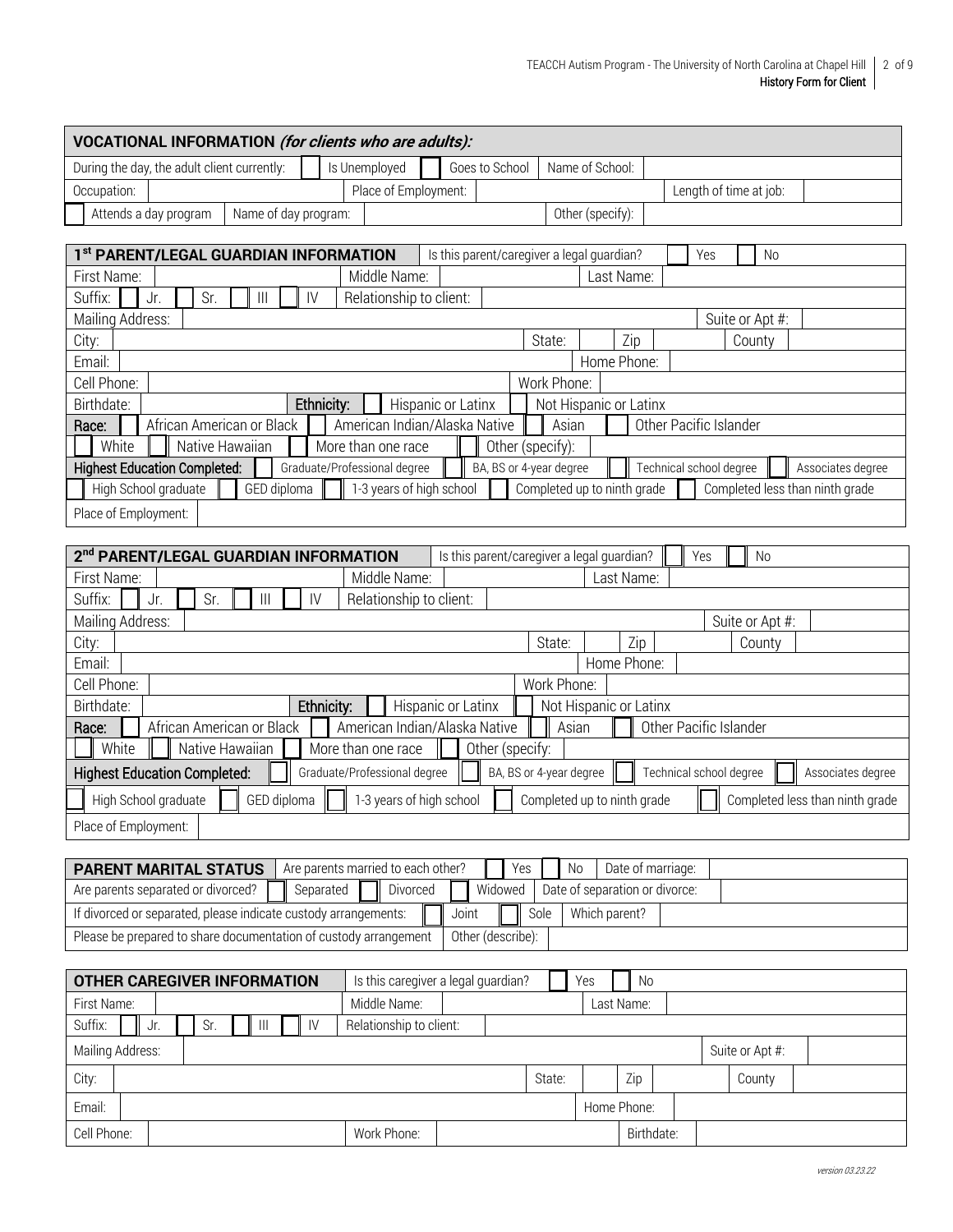## VOCATIONAL INFORMATION *(for clients who are adults):*

| During the day, the adult client currently: | ☐ Is Unemployed | ☐ Goes to School | Name of School: | |
|---|---|---|---|---|
| Occupation: | | Place of Employment: | | Length of time at job: |
| ☐ Attends a day program | Name of day program: | | Other (specify): | |

## 1st PARENT/LEGAL GUARDIAN INFORMATION

Is this parent/caregiver a legal guardian? ☐ Yes ☐ No

| First Name: | | Middle Name: | | Last Name: | |
|---|---|---|---|---|---|
| Suffix: ☐ Jr. ☐ Sr. ☐ III ☐ IV | | Relationship to client: | | | |
| Mailing Address: | | | | Suite or Apt #: | |
| City: | | State: | Zip | County | |
| Email: | | | | Home Phone: | |
| Cell Phone: | | | | Work Phone: | |
| Birthdate: | | **Ethnicity:** ☐ Hispanic or Latinx ☐ Not Hispanic or Latinx | | | |

**Race:** ☐ African American or Black ☐ American Indian/Alaska Native ☐ Asian ☐ Other Pacific Islander ☐ White ☐ Native Hawaiian ☐ More than one race ☐ Other (specify):

**Highest Education Completed:** ☐ Graduate/Professional degree ☐ BA, BS or 4-year degree ☐ Technical school degree ☐ Associates degree ☐ High School graduate ☐ GED diploma ☐ 1-3 years of high school ☐ Completed up to ninth grade ☐ Completed less than ninth grade

Place of Employment:

## 2nd PARENT/LEGAL GUARDIAN INFORMATION

Is this parent/caregiver a legal guardian? ☐ Yes ☐ No

| First Name: | | Middle Name: | | Last Name: | |
|---|---|---|---|---|---|
| Suffix: ☐ Jr. ☐ Sr. ☐ III ☐ IV | | Relationship to client: | | | |
| Mailing Address: | | | | Suite or Apt #: | |
| City: | | State: | Zip | County | |
| Email: | | | | Home Phone: | |
| Cell Phone: | | | | Work Phone: | |
| Birthdate: | | **Ethnicity:** ☐ Hispanic or Latinx ☐ Not Hispanic or Latinx | | | |

**Race:** ☐ African American or Black ☐ American Indian/Alaska Native ☐ Asian ☐ Other Pacific Islander ☐ White ☐ Native Hawaiian ☐ More than one race ☐ Other (specify:

**Highest Education Completed:** ☐ Graduate/Professional degree ☐ BA, BS or 4-year degree ☐ Technical school degree ☐ Associates degree ☐ High School graduate ☐ GED diploma ☐ 1-3 years of high school ☐ Completed up to ninth grade ☐ Completed less than ninth grade

Place of Employment:

## PARENT MARITAL STATUS

| Are parents married to each other? ☐ Yes ☐ No | Date of marriage: | |
|---|---|---|
| Are parents separated or divorced? ☐ Separated ☐ Divorced ☐ Widowed | Date of separation or divorce: | |
| If divorced or separated, please indicate custody arrangements: ☐ Joint ☐ Sole | Which parent? | |
| Please be prepared to share documentation of custody arrangement | Other (describe): | |

## OTHER CAREGIVER INFORMATION

Is this caregiver a legal guardian? ☐ Yes ☐ No

| First Name: | | Middle Name: | | Last Name: | |
|---|---|---|---|---|---|
| Suffix: ☐ Jr. ☐ Sr. ☐ III ☐ IV | | Relationship to client: | | | |
| Mailing Address: | | | | Suite or Apt #: | |
| City: | | State: | Zip | County | |
| Email: | | | | Home Phone: | |
| Cell Phone: | | Work Phone: | | Birthdate: | |

*version 03.23.22*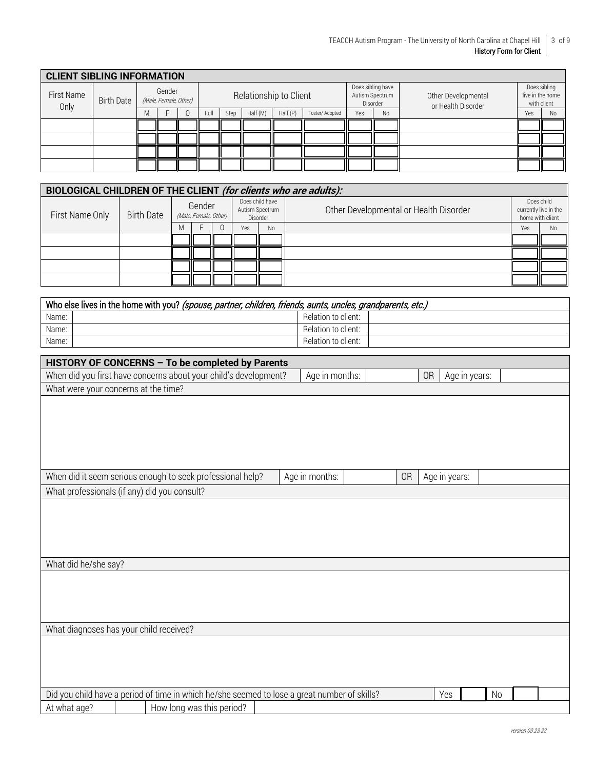## CLIENT SIBLING INFORMATION

| First Name Only | Birth Date | Gender (Male, Female, Other) | | | Relationship to Client | | | | | | Does sibling have Autism Spectrum Disorder | | Other Developmental or Health Disorder | Does sibling live in the home with client | |
|---|---|---|---|---|---|---|---|---|---|---|---|---|---|---|---|
| | | M | F | O | Full | Step | Half (M) | Half (P) | Foster/ Adopted | Yes | No | | | Yes | No |
| | | | | | | | | | | | | | | | |
| | | | | | | | | | | | | | | | |
| | | | | | | | | | | | | | | | |
| | | | | | | | | | | | | | | | |

## BIOLOGICAL CHILDREN OF THE CLIENT *(for clients who are adults):*

| First Name Only | Birth Date | Gender (Male, Female, Other) | | | Does child have Autism Spectrum Disorder | | Other Developmental or Health Disorder | Does child currently live in the home with client | |
|---|---|---|---|---|---|---|---|---|---|
| | | M | F | O | Yes | No | | Yes | No |
| | | | | | | | | | |
| | | | | | | | | | |
| | | | | | | | | | |
| | | | | | | | | | |

| Who else lives in the home with you? *(spouse, partner, children, friends, aunts, uncles, grandparents, etc.)* | | | |
|---|---|---|---|
| Name: | | Relation to client: | |
| Name: | | Relation to client: | |
| Name: | | Relation to client: | |

## HISTORY OF CONCERNS – To be completed by Parents

| When did you first have concerns about your child's development? | Age in months: | | OR | Age in years: | |
|---|---|---|---|---|---|

What were your concerns at the time?

| When did it seem serious enough to seek professional help? | Age in months: | | OR | Age in years: | |
|---|---|---|---|---|---|

What professionals (if any) did you consult?

What did he/she say?

What diagnoses has your child received?

| Did you child have a period of time in which he/she seemed to lose a great number of skills? | Yes | | No | |
|---|---|---|---|---|

| At what age? | | How long was this period? | |
|---|---|---|---|

*version 03.23.22*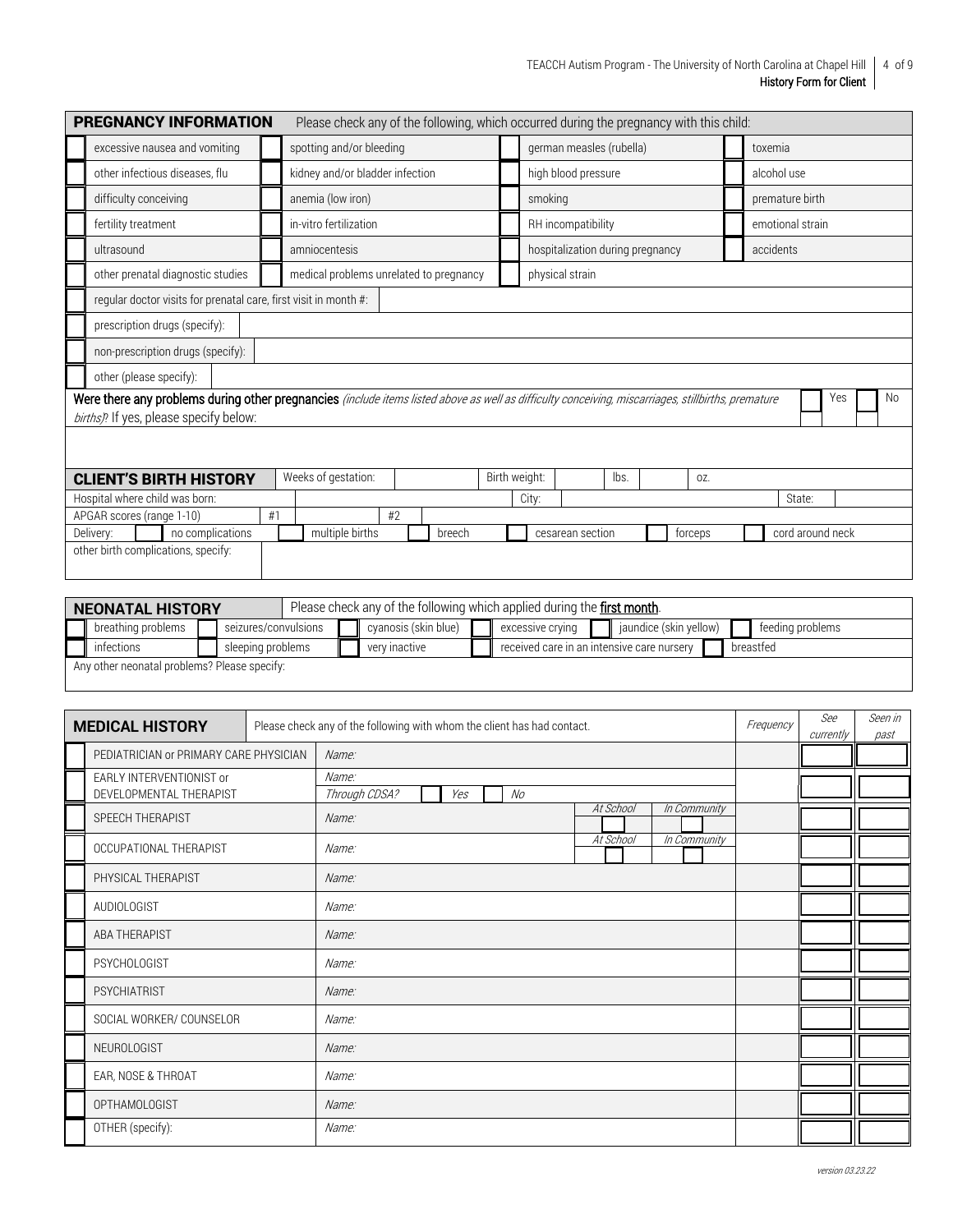## PREGNANCY INFORMATION

Please check any of the following, which occurred during the pregnancy with this child:

| | | | | | | | |
|---|---|---|---|---|---|---|---|
| ☐ | excessive nausea and vomiting | ☐ | spotting and/or bleeding | ☐ | german measles (rubella) | ☐ | toxemia |
| ☐ | other infectious diseases, flu | ☐ | kidney and/or bladder infection | ☐ | high blood pressure | ☐ | alcohol use |
| ☐ | difficulty conceiving | ☐ | anemia (low iron) | ☐ | smoking | ☐ | premature birth |
| ☐ | fertility treatment | ☐ | in-vitro fertilization | ☐ | RH incompatibility | ☐ | emotional strain |
| ☐ | ultrasound | ☐ | amniocentesis | ☐ | hospitalization during pregnancy | ☐ | accidents |
| ☐ | other prenatal diagnostic studies | ☐ | medical problems unrelated to pregnancy | ☐ | physical strain | | |

☐ regular doctor visits for prenatal care, first visit in month #:

☐ prescription drugs (specify):

☐ non-prescription drugs (specify):

☐ other (please specify):

**Were there any problems during other pregnancies** *(include items listed above as well as difficulty conceiving, miscarriages, stillbirths, premature births)*? If yes, please specify below: ☐ Yes ☐ No

## CLIENT'S BIRTH HISTORY

Weeks of gestation: ______ Birth weight: ______ lbs. ______ oz.

Hospital where child was born: ______ City: ______ State: ______

APGAR scores (range 1-10) #1 ______ #2 ______

Delivery: ☐ no complications ☐ multiple births ☐ breech ☐ cesarean section ☐ forceps ☐ cord around neck

other birth complications, specify:

## NEONATAL HISTORY

Please check any of the following which applied during the **first month**.

| | | | | | | | | | | | |
|---|---|---|---|---|---|---|---|---|---|---|---|
| ☐ | breathing problems | ☐ | seizures/convulsions | ☐ | cyanosis (skin blue) | ☐ | excessive crying | ☐ | jaundice (skin yellow) | ☐ | feeding problems |
| ☐ | infections | ☐ | sleeping problems | ☐ | very inactive | ☐ | received care in an intensive care nursery | | | ☐ | breastfed |

Any other neonatal problems? Please specify:

## MEDICAL HISTORY

Please check any of the following with whom the client has had contact.

| | | | Frequency | See currently | Seen in past |
|---|---|---|---|---|---|
| ☐ | PEDIATRICIAN or PRIMARY CARE PHYSICIAN | *Name:* | | ☐ | ☐ |
| ☐ | EARLY INTERVENTIONIST or DEVELOPMENTAL THERAPIST | *Name:* *Through CDSA?* ☐ *Yes* ☐ *No* | | ☐ | ☐ |
| ☐ | SPEECH THERAPIST | *Name:* *At School* ☐ *In Community* ☐ | | ☐ | ☐ |
| ☐ | OCCUPATIONAL THERAPIST | *Name:* *At School* ☐ *In Community* ☐ | | ☐ | ☐ |
| ☐ | PHYSICAL THERAPIST | *Name:* | | ☐ | ☐ |
| ☐ | AUDIOLOGIST | *Name:* | | ☐ | ☐ |
| ☐ | ABA THERAPIST | *Name:* | | ☐ | ☐ |
| ☐ | PSYCHOLOGIST | *Name:* | | ☐ | ☐ |
| ☐ | PSYCHIATRIST | *Name:* | | ☐ | ☐ |
| ☐ | SOCIAL WORKER/ COUNSELOR | *Name:* | | ☐ | ☐ |
| ☐ | NEUROLOGIST | *Name:* | | ☐ | ☐ |
| ☐ | EAR, NOSE & THROAT | *Name:* | | ☐ | ☐ |
| ☐ | OPTHAMOLOGIST | *Name:* | | ☐ | ☐ |
| ☐ | OTHER (specify): | *Name:* | | ☐ | ☐ |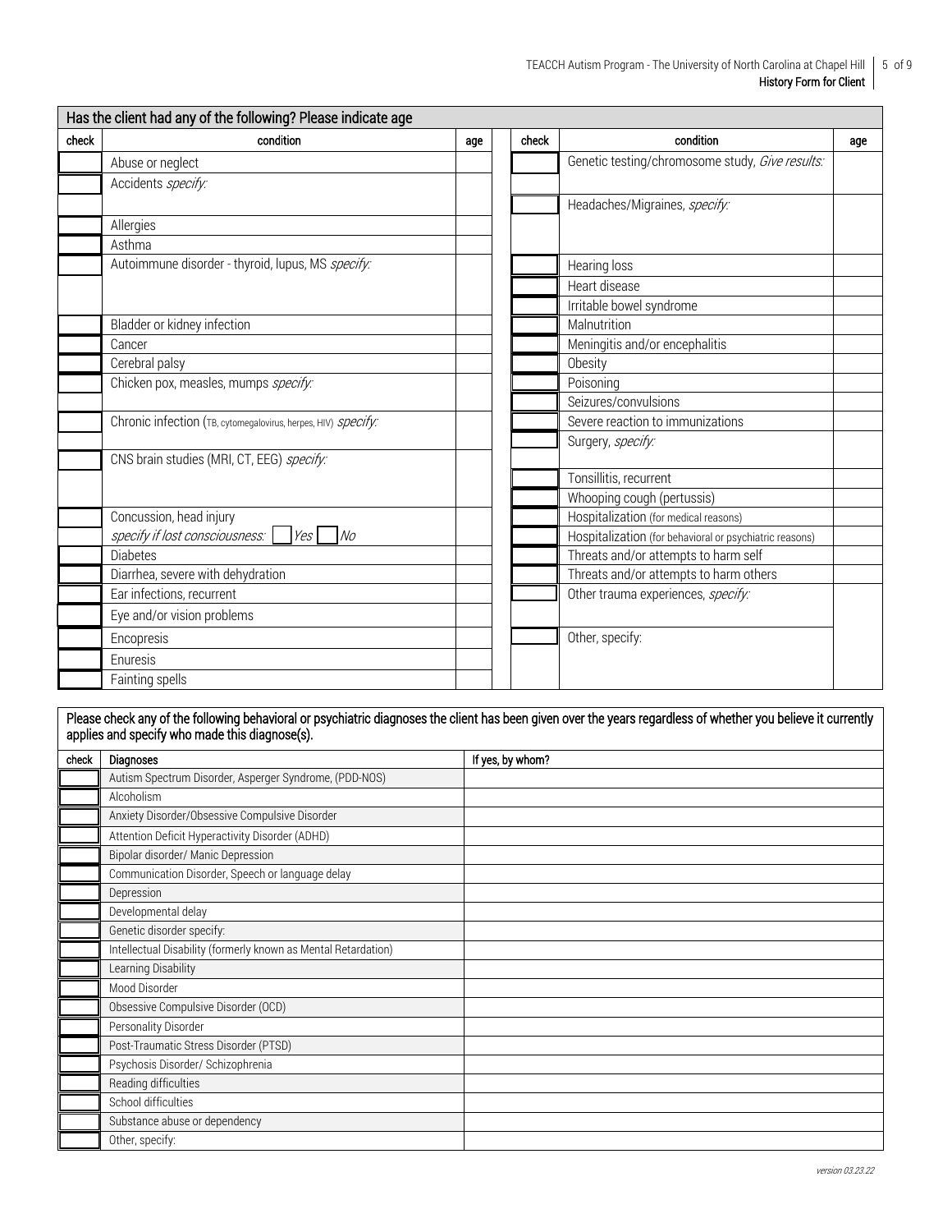| Has the client had any of the following? Please indicate age | | | | | |
|---|---|---|---|---|---|
| check | condition | age | check | condition | age |
| | Abuse or neglect | | | Genetic testing/chromosome study, *Give results:* | |
| | Accidents *specify:* | | | Headaches/Migraines, *specify:* | |
| | Allergies | | | Hearing loss | |
| | Asthma | | | Heart disease | |
| | Autoimmune disorder - thyroid, lupus, MS *specify:* | | | Irritable bowel syndrome | |
| | Bladder or kidney infection | | | Malnutrition | |
| | Cancer | | | Meningitis and/or encephalitis | |
| | Cerebral palsy | | | Obesity | |
| | Chicken pox, measles, mumps *specify:* | | | Poisoning | |
| | Chronic infection (TB, cytomegalovirus, herpes, HIV) *specify:* | | | Seizures/convulsions | |
| | CNS brain studies (MRI, CT, EEG) *specify:* | | | Severe reaction to immunizations | |
| | Concussion, head injury | | | Surgery, *specify:* | |
| | *specify if lost consciousness:* ☐ *Yes* ☐ *No* | | | Tonsillitis, recurrent | |
| | Diabetes | | | Whooping cough (pertussis) | |
| | Diarrhea, severe with dehydration | | | Hospitalization (for medical reasons) | |
| | Ear infections, recurrent | | | Hospitalization (for behavioral or psychiatric reasons) | |
| | Eye and/or vision problems | | | Threats and/or attempts to harm self | |
| | Encopresis | | | Threats and/or attempts to harm others | |
| | Enuresis | | | Other trauma experiences, *specify:* | |
| | Fainting spells | | | Other, specify: | |

**Please check any of the following behavioral or psychiatric diagnoses the client has been given over the years regardless of whether you believe it currently applies and specify who made this diagnose(s).**

| check | Diagnoses | If yes, by whom? |
|---|---|---|
| | Autism Spectrum Disorder, Asperger Syndrome, (PDD-NOS) | |
| | Alcoholism | |
| | Anxiety Disorder/Obsessive Compulsive Disorder | |
| | Attention Deficit Hyperactivity Disorder (ADHD) | |
| | Bipolar disorder/ Manic Depression | |
| | Communication Disorder, Speech or language delay | |
| | Depression | |
| | Developmental delay | |
| | Genetic disorder specify: | |
| | Intellectual Disability (formerly known as Mental Retardation) | |
| | Learning Disability | |
| | Mood Disorder | |
| | Obsessive Compulsive Disorder (OCD) | |
| | Personality Disorder | |
| | Post-Traumatic Stress Disorder (PTSD) | |
| | Psychosis Disorder/ Schizophrenia | |
| | Reading difficulties | |
| | School difficulties | |
| | Substance abuse or dependency | |
| | Other, specify: | |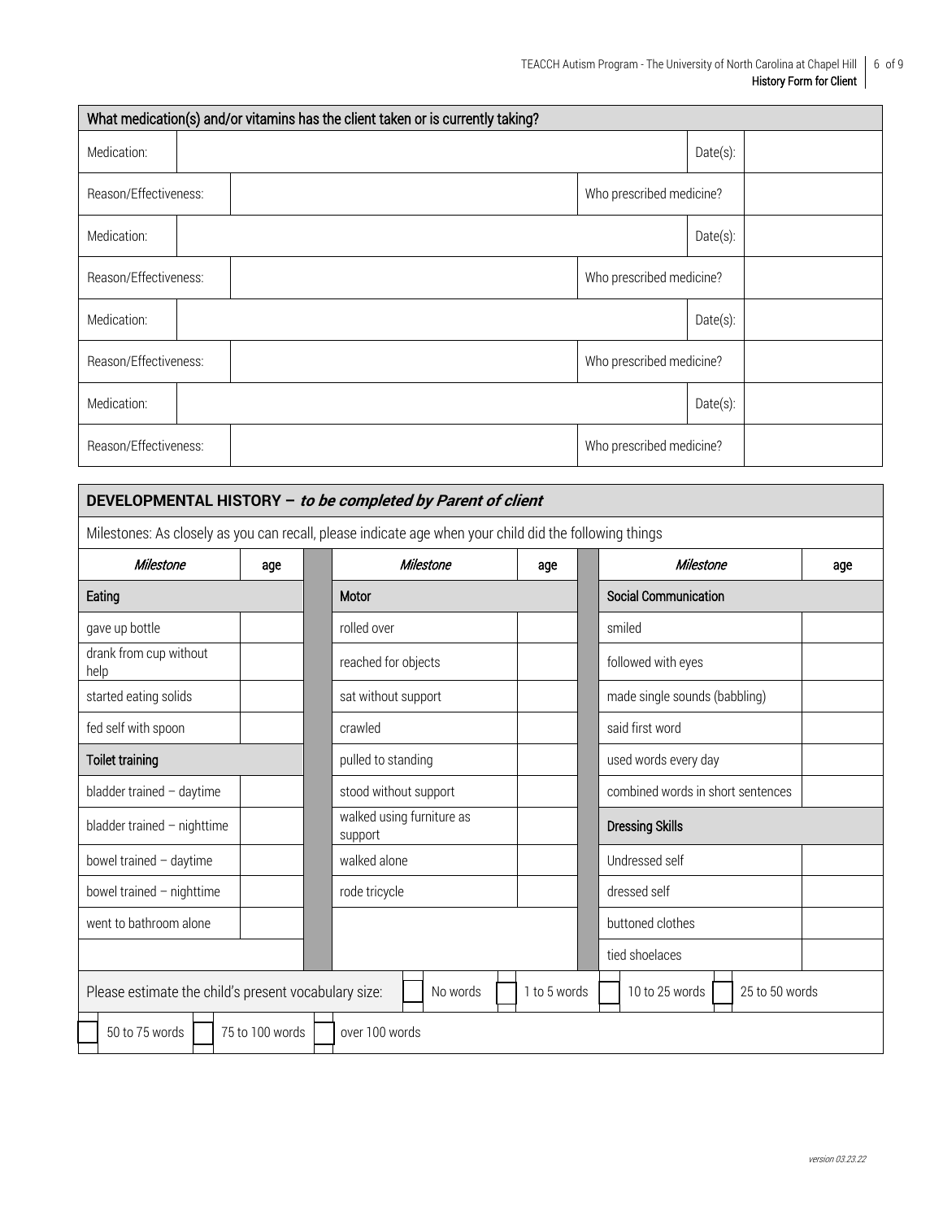| What medication(s) and/or vitamins has the client taken or is currently taking? | | | |
|---|---|---|---|
| Medication: | | Date(s): | |
| Reason/Effectiveness: | | Who prescribed medicine? | |
| Medication: | | Date(s): | |
| Reason/Effectiveness: | | Who prescribed medicine? | |
| Medication: | | Date(s): | |
| Reason/Effectiveness: | | Who prescribed medicine? | |
| Medication: | | Date(s): | |
| Reason/Effectiveness: | | Who prescribed medicine? | |

## DEVELOPMENTAL HISTORY – *to be completed by Parent of client*

Milestones: As closely as you can recall, please indicate age when your child did the following things

| *Milestone* | age | *Milestone* | age | *Milestone* | age |
|---|---|---|---|---|---|
| **Eating** | | **Motor** | | **Social Communication** | |
| gave up bottle | | rolled over | | smiled | |
| drank from cup without help | | reached for objects | | followed with eyes | |
| started eating solids | | sat without support | | made single sounds (babbling) | |
| fed self with spoon | | crawled | | said first word | |
| **Toilet training** | | pulled to standing | | used words every day | |
| bladder trained – daytime | | stood without support | | combined words in short sentences | |
| bladder trained – nighttime | | walked using furniture as support | | **Dressing Skills** | |
| bowel trained – daytime | | walked alone | | Undressed self | |
| bowel trained – nighttime | | rode tricycle | | dressed self | |
| went to bathroom alone | | | | buttoned clothes | |
| | | | | tied shoelaces | |

Please estimate the child's present vocabulary size:

- ☐ No words
- ☐ 1 to 5 words
- ☐ 10 to 25 words
- ☐ 25 to 50 words
- ☐ 50 to 75 words
- ☐ 75 to 100 words
- ☐ over 100 words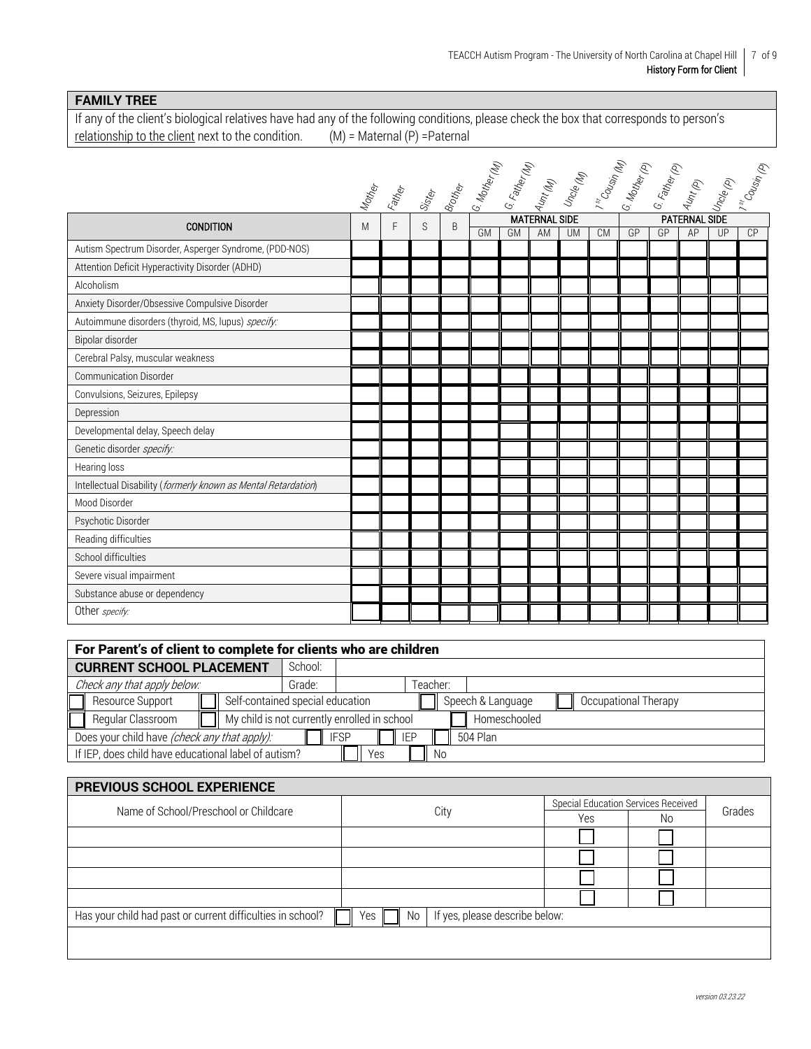## FAMILY TREE

If any of the client's biological relatives have had any of the following conditions, please check the box that corresponds to person's relationship to the client next to the condition. (M) = Maternal (P) =Paternal

| CONDITION | Mother | Father | Sister | Brother | G. Mother (M) | G. Father (M) | Aunt (M) | Uncle (M) | 1st Cousin (M) | G. Mother (P) | G. Father (P) | Aunt (P) | Uncle (P) | 1st Cousin (P) |
|---|---|---|---|---|---|---|---|---|---|---|---|---|---|---|
| | | | | | MATERNAL SIDE | | | | | PATERNAL SIDE | | | | |
| | M | F | S | B | GM | GM | AM | UM | CM | GP | GP | AP | UP | CP |
| Autism Spectrum Disorder, Asperger Syndrome, (PDD-NOS) | | | | | | | | | | | | | | |
| Attention Deficit Hyperactivity Disorder (ADHD) | | | | | | | | | | | | | | |
| Alcoholism | | | | | | | | | | | | | | |
| Anxiety Disorder/Obsessive Compulsive Disorder | | | | | | | | | | | | | | |
| Autoimmune disorders (thyroid, MS, lupus) *specify:* | | | | | | | | | | | | | | |
| Bipolar disorder | | | | | | | | | | | | | | |
| Cerebral Palsy, muscular weakness | | | | | | | | | | | | | | |
| Communication Disorder | | | | | | | | | | | | | | |
| Convulsions, Seizures, Epilepsy | | | | | | | | | | | | | | |
| Depression | | | | | | | | | | | | | | |
| Developmental delay, Speech delay | | | | | | | | | | | | | | |
| Genetic disorder *specify:* | | | | | | | | | | | | | | |
| Hearing loss | | | | | | | | | | | | | | |
| Intellectual Disability (*formerly known as Mental Retardation*) | | | | | | | | | | | | | | |
| Mood Disorder | | | | | | | | | | | | | | |
| Psychotic Disorder | | | | | | | | | | | | | | |
| Reading difficulties | | | | | | | | | | | | | | |
| School difficulties | | | | | | | | | | | | | | |
| Severe visual impairment | | | | | | | | | | | | | | |
| Substance abuse or dependency | | | | | | | | | | | | | | |
| Other *specify:* | | | | | | | | | | | | | | |

## For Parent's of client to complete for clients who are children

**CURRENT SCHOOL PLACEMENT** School:

*Check any that apply below:* Grade: Teacher:

- ☐ Resource Support ☐ Self-contained special education ☐ Speech & Language ☐ Occupational Therapy
- ☐ Regular Classroom ☐ My child is not currently enrolled in school ☐ Homeschooled

Does your child have *(check any that apply)*: ☐ IFSP ☐ IEP ☐ 504 Plan

If IEP, does child have educational label of autism? ☐ Yes ☐ No

## PREVIOUS SCHOOL EXPERIENCE

| Name of School/Preschool or Childcare | City | Special Education Services Received: Yes | No | Grades |
|---|---|---|---|---|
| | | ☐ | ☐ | |
| | | ☐ | ☐ | |
| | | ☐ | ☐ | |
| | | ☐ | ☐ | |

Has your child had past or current difficulties in school? ☐ Yes ☐ No If yes, please describe below:

version 03.23.22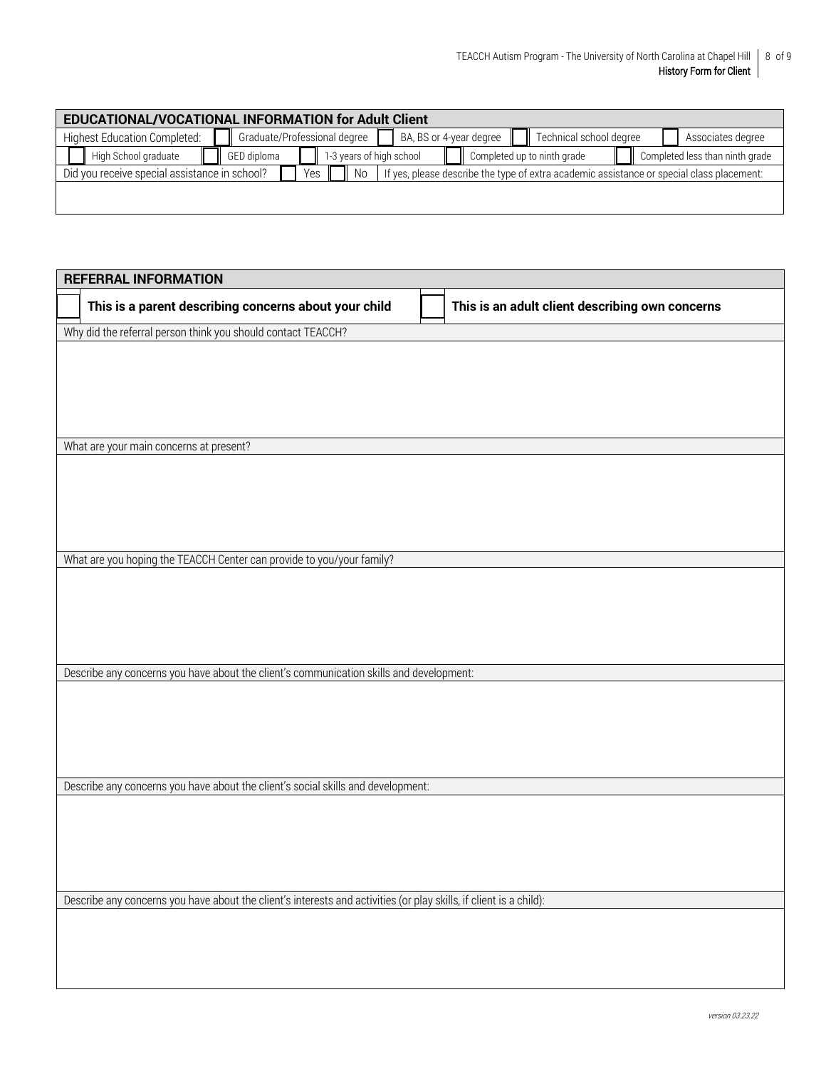## EDUCATIONAL/VOCATIONAL INFORMATION for Adult Client

Highest Education Completed: ☐ Graduate/Professional degree ☐ BA, BS or 4-year degree ☐ Technical school degree ☐ Associates degree

☐ High School graduate ☐ GED diploma ☐ 1-3 years of high school ☐ Completed up to ninth grade ☐ Completed less than ninth grade

Did you receive special assistance in school? ☐ Yes ☐ No If yes, please describe the type of extra academic assistance or special class placement:

## REFERRAL INFORMATION

☐ **This is a parent describing concerns about your child** ☐ **This is an adult client describing own concerns**

Why did the referral person think you should contact TEACCH?

What are your main concerns at present?

What are you hoping the TEACCH Center can provide to you/your family?

Describe any concerns you have about the client's communication skills and development:

Describe any concerns you have about the client's social skills and development:

Describe any concerns you have about the client's interests and activities (or play skills, if client is a child):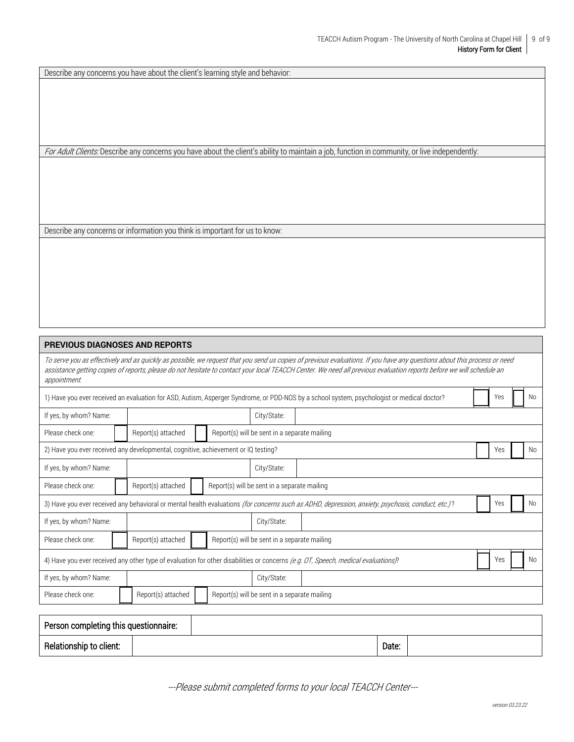Describe any concerns you have about the client's learning style and behavior:

*For Adult Clients:* Describe any concerns you have about the client's ability to maintain a job, function in community, or live independently:

Describe any concerns or information you think is important for us to know:

## PREVIOUS DIAGNOSES AND REPORTS

*To serve you as effectively and as quickly as possible, we request that you send us copies of previous evaluations. If you have any questions about this process or need assistance getting copies of reports, please do not hesitate to contact your local TEACCH Center. We need all previous evaluation reports before we will schedule an appointment.*

| | | | | | |
|---|---|---|---|---|---|
| 1) Have you ever received an evaluation for ASD, Autism, Asperger Syndrome, or PDD-NOS by a school system, psychologist or medical doctor? | | | | ☐ Yes | ☐ No |
| If yes, by whom? Name: | | City/State: | | | |
| Please check one: | ☐ Report(s) attached | ☐ Report(s) will be sent in a separate mailing | | | |
| 2) Have you ever received any developmental, cognitive, achievement or IQ testing? | | | | ☐ Yes | ☐ No |
| If yes, by whom? Name: | | City/State: | | | |
| Please check one: | ☐ Report(s) attached | ☐ Report(s) will be sent in a separate mailing | | | |
| 3) Have you ever received any behavioral or mental health evaluations *(for concerns such as ADHD, depression, anxiety, psychosis, conduct, etc.)*? | | | | ☐ Yes | ☐ No |
| If yes, by whom? Name: | | City/State: | | | |
| Please check one: | ☐ Report(s) attached | ☐ Report(s) will be sent in a separate mailing | | | |
| 4) Have you ever received any other type of evaluation for other disabilities or concerns *(e.g. OT, Speech, medical evaluations)*? | | | | ☐ Yes | ☐ No |
| If yes, by whom? Name: | | City/State: | | | |
| Please check one: | ☐ Report(s) attached | ☐ Report(s) will be sent in a separate mailing | | | |

| | | | |
|---|---|---|---|
| **Person completing this questionnaire:** | | | |
| **Relationship to client:** | | **Date:** | |

*---Please submit completed forms to your local TEACCH Center---*

*version 03.23.22*